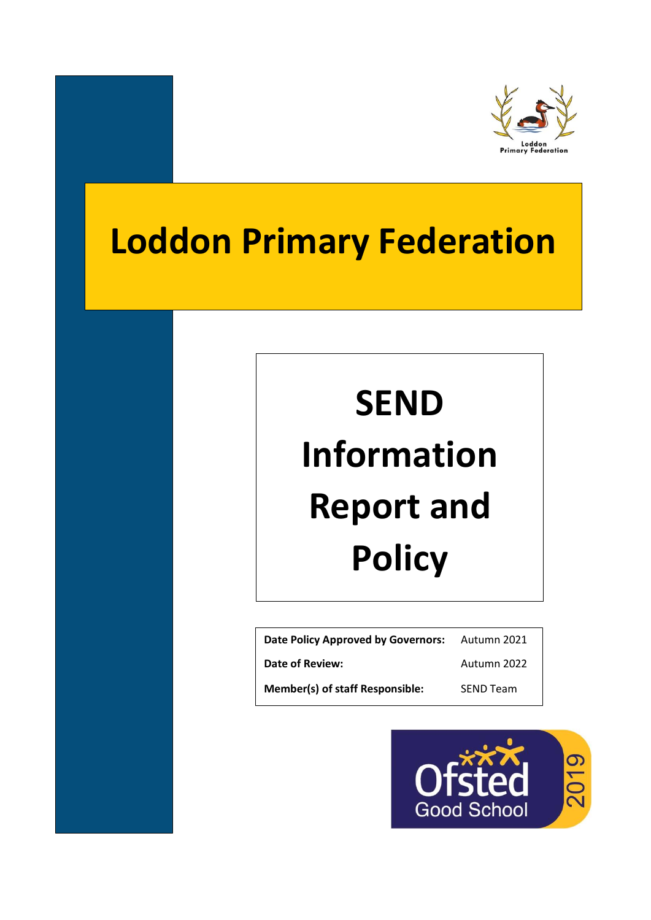Loddon Primary Federation

# Loddon Primary Federation

# SEND Information Report and Policy

| Date Policy Approved by Governors: | Autumn 2021 |
| --- | --- |
| Date of Review: | Autumn 2022 |
| Member(s) of staff Responsible: | SEND Team |

Ofsted Good School 2019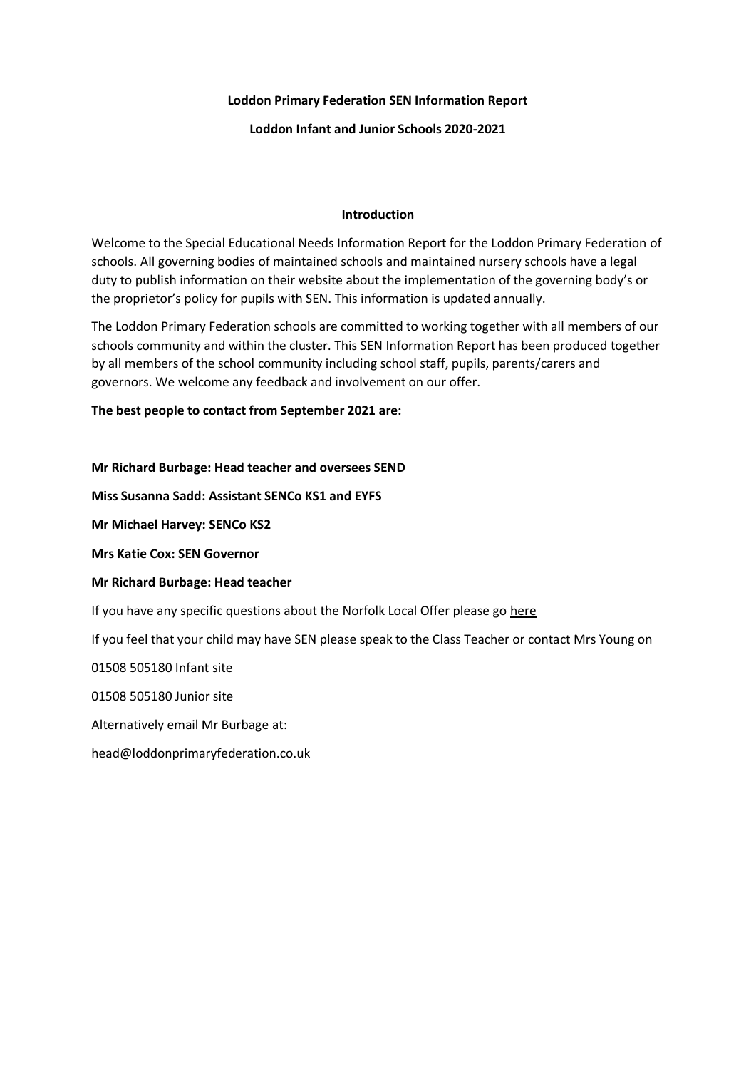**Loddon Primary Federation SEN Information Report**

**Loddon Infant and Junior Schools 2020-2021**

**Introduction**

Welcome to the Special Educational Needs Information Report for the Loddon Primary Federation of schools. All governing bodies of maintained schools and maintained nursery schools have a legal duty to publish information on their website about the implementation of the governing body's or the proprietor's policy for pupils with SEN. This information is updated annually.

The Loddon Primary Federation schools are committed to working together with all members of our schools community and within the cluster. This SEN Information Report has been produced together by all members of the school community including school staff, pupils, parents/carers and governors. We welcome any feedback and involvement on our offer.

**The best people to contact from September 2021 are:**

**Mr Richard Burbage: Head teacher and oversees SEND**

**Miss Susanna Sadd: Assistant SENCo KS1 and EYFS**

**Mr Michael Harvey: SENCo KS2**

**Mrs Katie Cox: SEN Governor**

**Mr Richard Burbage: Head teacher**

If you have any specific questions about the Norfolk Local Offer please go here

If you feel that your child may have SEN please speak to the Class Teacher or contact Mrs Young on

01508 505180 Infant site

01508 505180 Junior site

Alternatively email Mr Burbage at:

head@loddonprimaryfederation.co.uk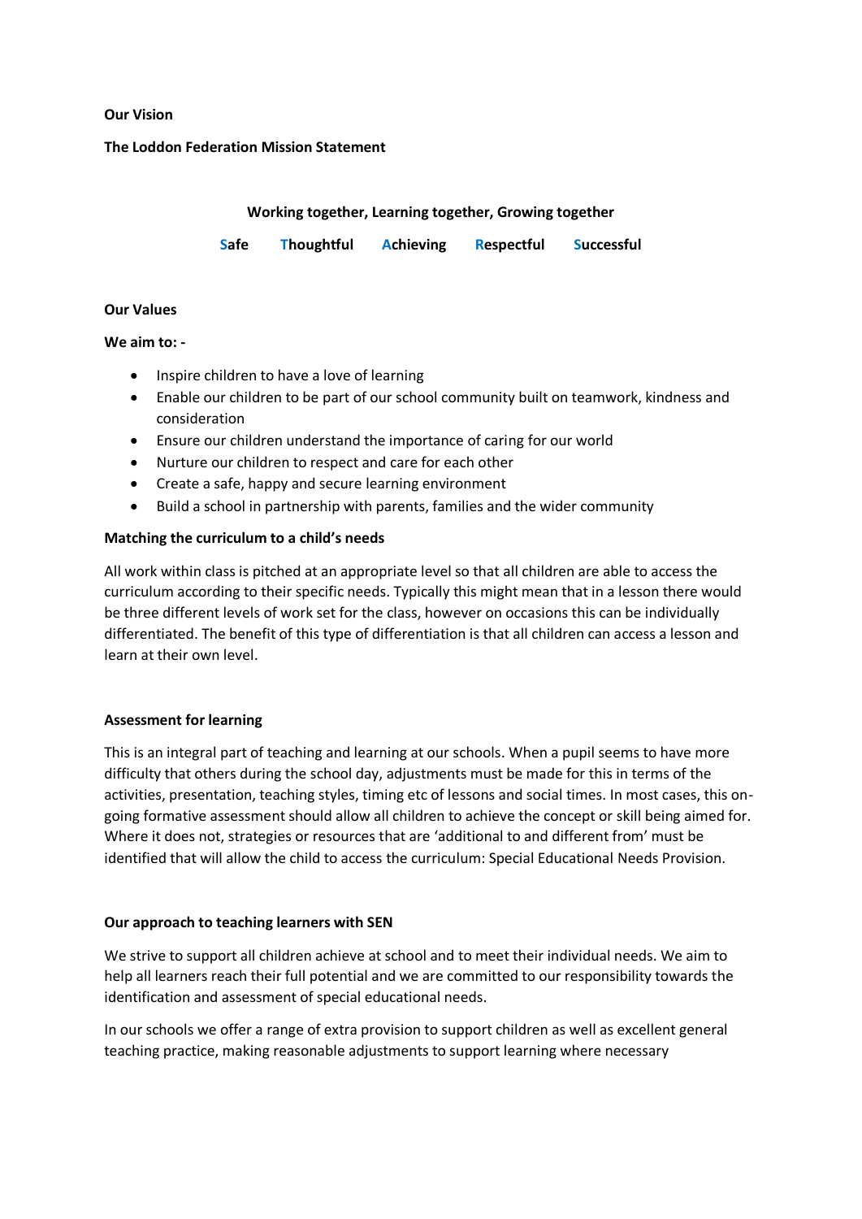**Our Vision**

**The Loddon Federation Mission Statement**

**Working together, Learning together, Growing together**

**Safe Thoughtful Achieving Respectful Successful**

**Our Values**

**We aim to: -**

- Inspire children to have a love of learning
- Enable our children to be part of our school community built on teamwork, kindness and consideration
- Ensure our children understand the importance of caring for our world
- Nurture our children to respect and care for each other
- Create a safe, happy and secure learning environment
- Build a school in partnership with parents, families and the wider community

**Matching the curriculum to a child's needs**

All work within class is pitched at an appropriate level so that all children are able to access the curriculum according to their specific needs. Typically this might mean that in a lesson there would be three different levels of work set for the class, however on occasions this can be individually differentiated. The benefit of this type of differentiation is that all children can access a lesson and learn at their own level.

**Assessment for learning**

This is an integral part of teaching and learning at our schools. When a pupil seems to have more difficulty that others during the school day, adjustments must be made for this in terms of the activities, presentation, teaching styles, timing etc of lessons and social times. In most cases, this on-going formative assessment should allow all children to achieve the concept or skill being aimed for. Where it does not, strategies or resources that are 'additional to and different from' must be identified that will allow the child to access the curriculum: Special Educational Needs Provision.

**Our approach to teaching learners with SEN**

We strive to support all children achieve at school and to meet their individual needs. We aim to help all learners reach their full potential and we are committed to our responsibility towards the identification and assessment of special educational needs.

In our schools we offer a range of extra provision to support children as well as excellent general teaching practice, making reasonable adjustments to support learning where necessary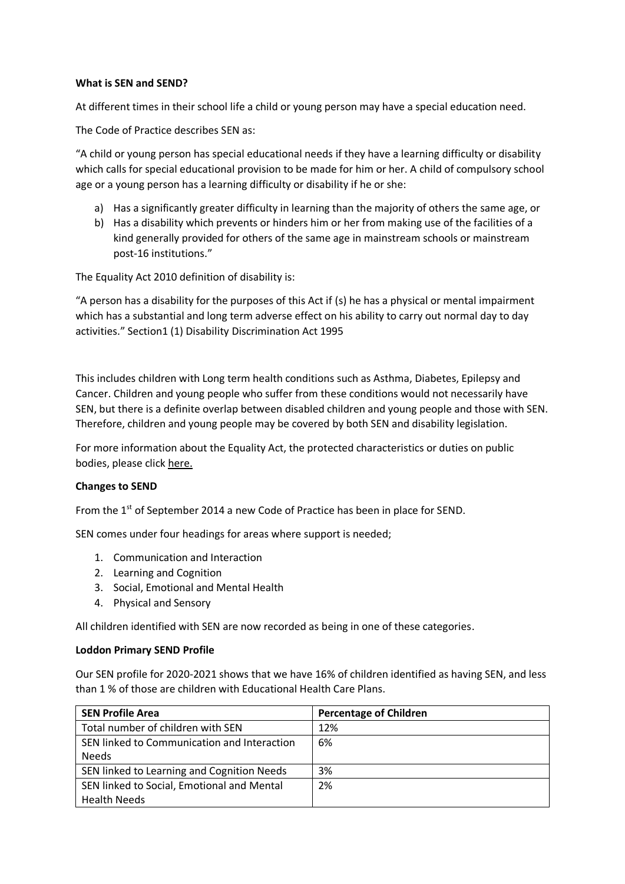**What is SEN and SEND?**

At different times in their school life a child or young person may have a special education need.

The Code of Practice describes SEN as:

"A child or young person has special educational needs if they have a learning difficulty or disability which calls for special educational provision to be made for him or her. A child of compulsory school age or a young person has a learning difficulty or disability if he or she:

a) Has a significantly greater difficulty in learning than the majority of others the same age, or
b) Has a disability which prevents or hinders him or her from making use of the facilities of a kind generally provided for others of the same age in mainstream schools or mainstream post-16 institutions."

The Equality Act 2010 definition of disability is:

"A person has a disability for the purposes of this Act if (s) he has a physical or mental impairment which has a substantial and long term adverse effect on his ability to carry out normal day to day activities." Section1 (1) Disability Discrimination Act 1995

This includes children with Long term health conditions such as Asthma, Diabetes, Epilepsy and Cancer. Children and young people who suffer from these conditions would not necessarily have SEN, but there is a definite overlap between disabled children and young people and those with SEN. Therefore, children and young people may be covered by both SEN and disability legislation.

For more information about the Equality Act, the protected characteristics or duties on public bodies, please click here.

**Changes to SEND**

From the 1st of September 2014 a new Code of Practice has been in place for SEND.

SEN comes under four headings for areas where support is needed;

1. Communication and Interaction
2. Learning and Cognition
3. Social, Emotional and Mental Health
4. Physical and Sensory

All children identified with SEN are now recorded as being in one of these categories.

**Loddon Primary SEND Profile**

Our SEN profile for 2020-2021 shows that we have 16% of children identified as having SEN, and less than 1 % of those are children with Educational Health Care Plans.

| SEN Profile Area | Percentage of Children |
|---|---|
| Total number of children with SEN | 12% |
| SEN linked to Communication and Interaction Needs | 6% |
| SEN linked to Learning and Cognition Needs | 3% |
| SEN linked to Social, Emotional and Mental Health Needs | 2% |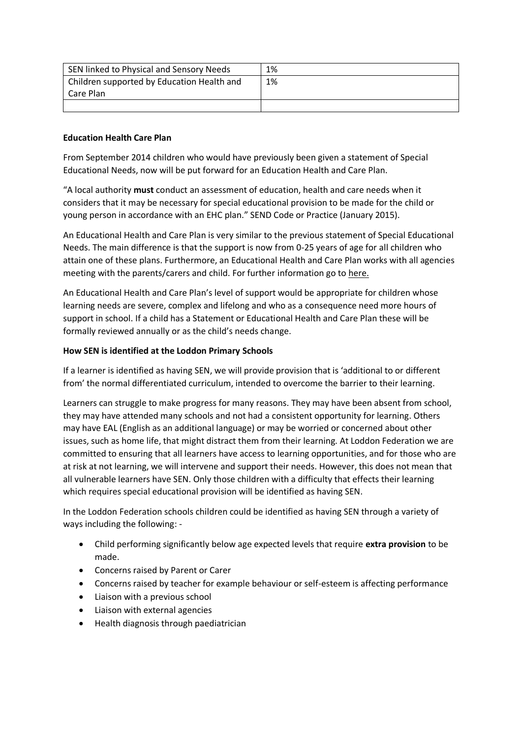| SEN linked to Physical and Sensory Needs | 1% |
| --- | --- |
| Children supported by Education Health and Care Plan | 1% |
| | |

**Education Health Care Plan**

From September 2014 children who would have previously been given a statement of Special Educational Needs, now will be put forward for an Education Health and Care Plan.

"A local authority **must** conduct an assessment of education, health and care needs when it considers that it may be necessary for special educational provision to be made for the child or young person in accordance with an EHC plan." SEND Code or Practice (January 2015).

An Educational Health and Care Plan is very similar to the previous statement of Special Educational Needs. The main difference is that the support is now from 0-25 years of age for all children who attain one of these plans. Furthermore, an Educational Health and Care Plan works with all agencies meeting with the parents/carers and child. For further information go to here.

An Educational Health and Care Plan's level of support would be appropriate for children whose learning needs are severe, complex and lifelong and who as a consequence need more hours of support in school. If a child has a Statement or Educational Health and Care Plan these will be formally reviewed annually or as the child's needs change.

**How SEN is identified at the Loddon Primary Schools**

If a learner is identified as having SEN, we will provide provision that is 'additional to or different from' the normal differentiated curriculum, intended to overcome the barrier to their learning.

Learners can struggle to make progress for many reasons. They may have been absent from school, they may have attended many schools and not had a consistent opportunity for learning. Others may have EAL (English as an additional language) or may be worried or concerned about other issues, such as home life, that might distract them from their learning. At Loddon Federation we are committed to ensuring that all learners have access to learning opportunities, and for those who are at risk at not learning, we will intervene and support their needs. However, this does not mean that all vulnerable learners have SEN. Only those children with a difficulty that effects their learning which requires special educational provision will be identified as having SEN.

In the Loddon Federation schools children could be identified as having SEN through a variety of ways including the following: -

- Child performing significantly below age expected levels that require **extra provision** to be made.
- Concerns raised by Parent or Carer
- Concerns raised by teacher for example behaviour or self-esteem is affecting performance
- Liaison with a previous school
- Liaison with external agencies
- Health diagnosis through paediatrician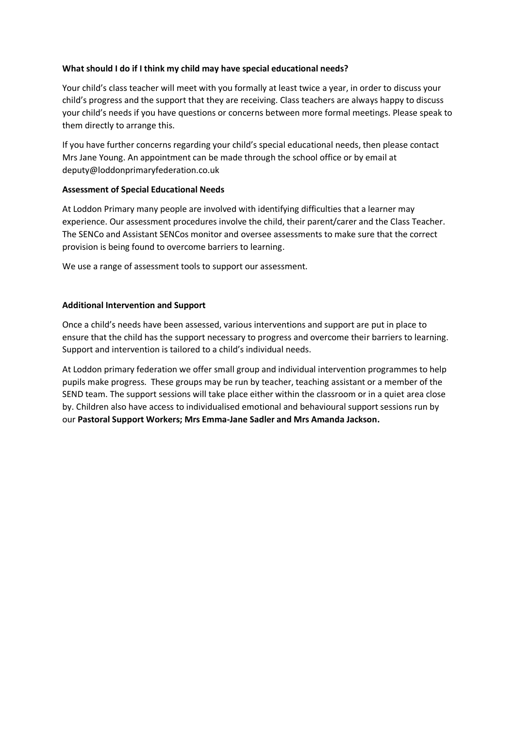**What should I do if I think my child may have special educational needs?**

Your child's class teacher will meet with you formally at least twice a year, in order to discuss your child's progress and the support that they are receiving. Class teachers are always happy to discuss your child's needs if you have questions or concerns between more formal meetings. Please speak to them directly to arrange this.

If you have further concerns regarding your child's special educational needs, then please contact Mrs Jane Young. An appointment can be made through the school office or by email at deputy@loddonprimaryfederation.co.uk

**Assessment of Special Educational Needs**

At Loddon Primary many people are involved with identifying difficulties that a learner may experience. Our assessment procedures involve the child, their parent/carer and the Class Teacher. The SENCo and Assistant SENCos monitor and oversee assessments to make sure that the correct provision is being found to overcome barriers to learning.

We use a range of assessment tools to support our assessment.

**Additional Intervention and Support**

Once a child's needs have been assessed, various interventions and support are put in place to ensure that the child has the support necessary to progress and overcome their barriers to learning. Support and intervention is tailored to a child's individual needs.

At Loddon primary federation we offer small group and individual intervention programmes to help pupils make progress. These groups may be run by teacher, teaching assistant or a member of the SEND team. The support sessions will take place either within the classroom or in a quiet area close by. Children also have access to individualised emotional and behavioural support sessions run by our **Pastoral Support Workers; Mrs Emma-Jane Sadler and Mrs Amanda Jackson.**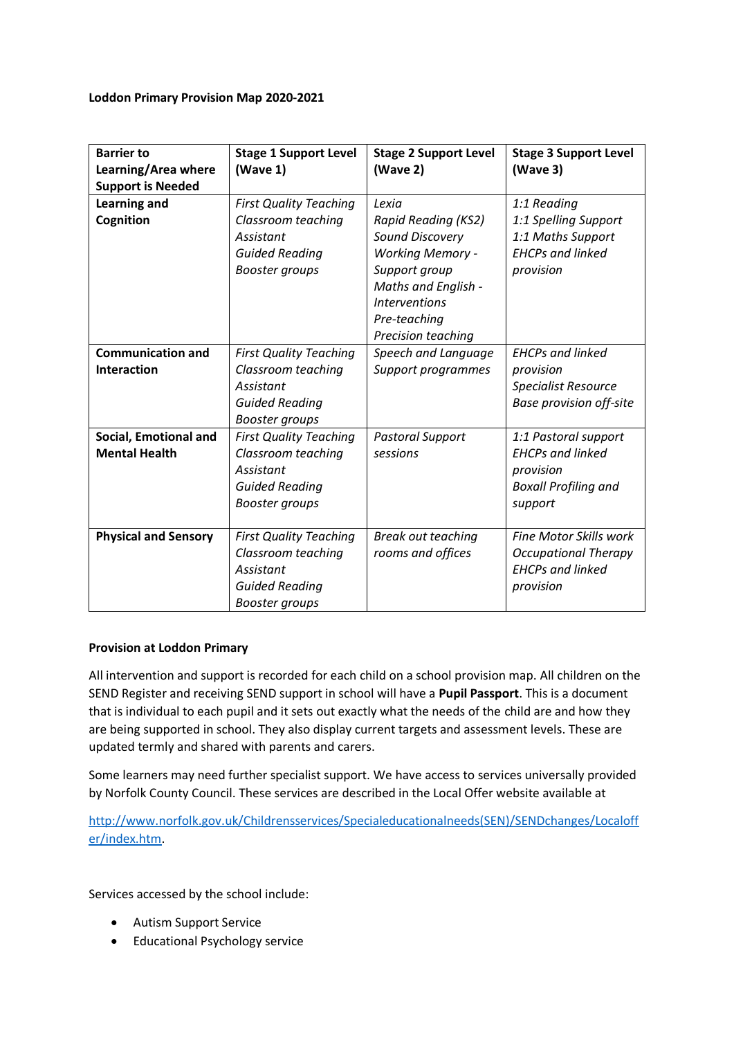**Loddon Primary Provision Map 2020-2021**

| **Barrier to Learning/Area where Support is Needed** | **Stage 1 Support Level (Wave 1)** | **Stage 2 Support Level (Wave 2)** | **Stage 3 Support Level (Wave 3)** |
|---|---|---|---|
| **Learning and Cognition** | *First Quality Teaching*<br>*Classroom teaching Assistant*<br>*Guided Reading*<br>*Booster groups* | *Lexia*<br>*Rapid Reading (KS2)*<br>*Sound Discovery*<br>*Working Memory - Support group*<br>*Maths and English - Interventions*<br>*Pre-teaching*<br>*Precision teaching* | *1:1 Reading*<br>*1:1 Spelling Support*<br>*1:1 Maths Support*<br>*EHCPs and linked provision* |
| **Communication and Interaction** | *First Quality Teaching*<br>*Classroom teaching Assistant*<br>*Guided Reading*<br>*Booster groups* | *Speech and Language Support programmes* | *EHCPs and linked provision*<br>*Specialist Resource Base provision off-site* |
| **Social, Emotional and Mental Health** | *First Quality Teaching*<br>*Classroom teaching Assistant*<br>*Guided Reading*<br>*Booster groups* | *Pastoral Support sessions* | *1:1 Pastoral support*<br>*EHCPs and linked provision*<br>*Boxall Profiling and support* |
| **Physical and Sensory** | *First Quality Teaching*<br>*Classroom teaching Assistant*<br>*Guided Reading*<br>*Booster groups* | *Break out teaching rooms and offices* | *Fine Motor Skills work*<br>*Occupational Therapy*<br>*EHCPs and linked provision* |

**Provision at Loddon Primary**

All intervention and support is recorded for each child on a school provision map. All children on the SEND Register and receiving SEND support in school will have a **Pupil Passport**. This is a document that is individual to each pupil and it sets out exactly what the needs of the child are and how they are being supported in school. They also display current targets and assessment levels. These are updated termly and shared with parents and carers.

Some learners may need further specialist support. We have access to services universally provided by Norfolk County Council. These services are described in the Local Offer website available at

[http://www.norfolk.gov.uk/Childrensservices/Specialeducationalneeds(SEN)/SENDchanges/Localoffer/index.htm](http://www.norfolk.gov.uk/Childrensservices/Specialeducationalneeds(SEN)/SENDchanges/Localoffer/index.htm).

Services accessed by the school include:

- Autism Support Service
- Educational Psychology service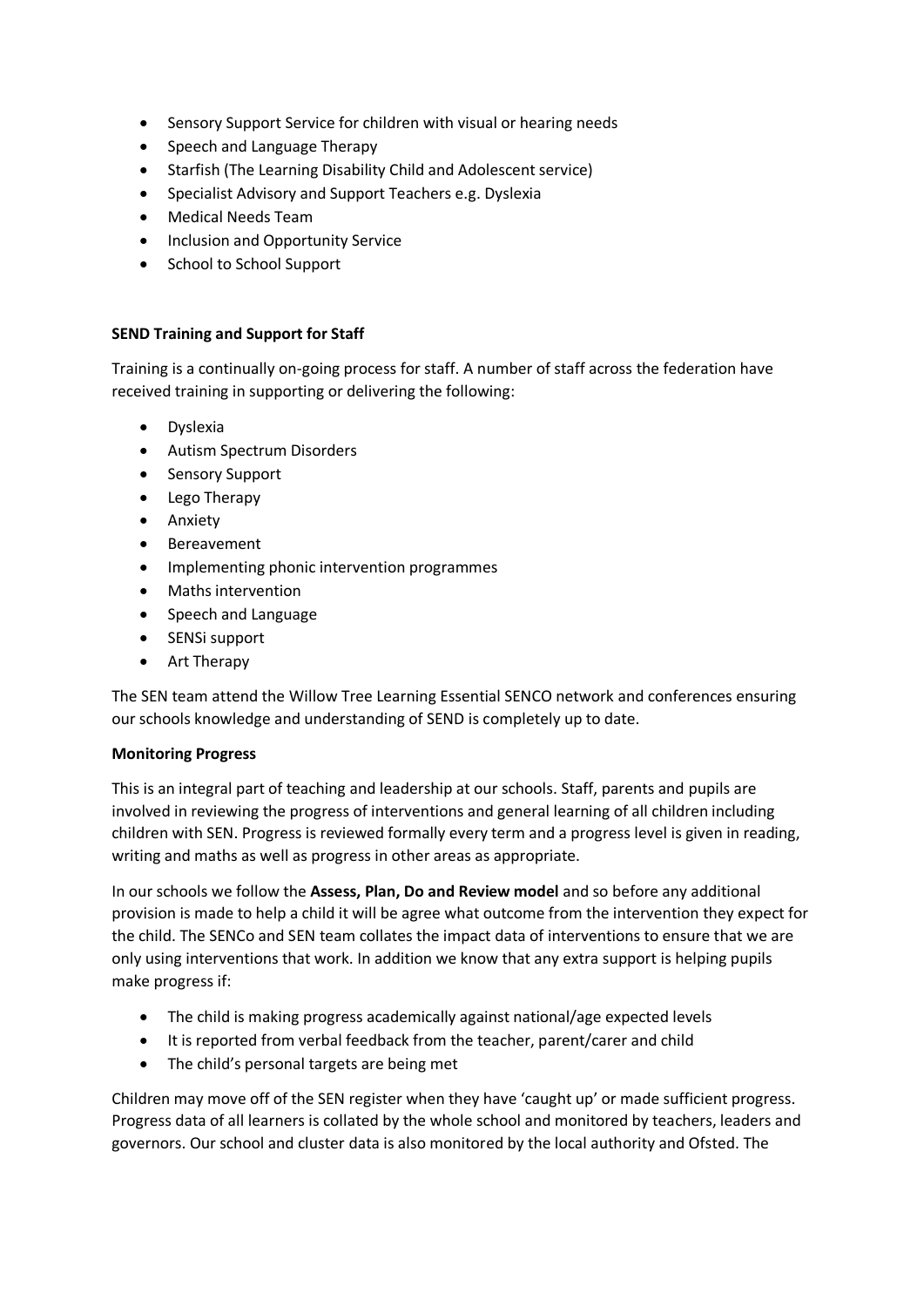- Sensory Support Service for children with visual or hearing needs
- Speech and Language Therapy
- Starfish (The Learning Disability Child and Adolescent service)
- Specialist Advisory and Support Teachers e.g. Dyslexia
- Medical Needs Team
- Inclusion and Opportunity Service
- School to School Support

**SEND Training and Support for Staff**

Training is a continually on-going process for staff. A number of staff across the federation have received training in supporting or delivering the following:

- Dyslexia
- Autism Spectrum Disorders
- Sensory Support
- Lego Therapy
- Anxiety
- Bereavement
- Implementing phonic intervention programmes
- Maths intervention
- Speech and Language
- SENSi support
- Art Therapy

The SEN team attend the Willow Tree Learning Essential SENCO network and conferences ensuring our schools knowledge and understanding of SEND is completely up to date.

**Monitoring Progress**

This is an integral part of teaching and leadership at our schools. Staff, parents and pupils are involved in reviewing the progress of interventions and general learning of all children including children with SEN. Progress is reviewed formally every term and a progress level is given in reading, writing and maths as well as progress in other areas as appropriate.

In our schools we follow the **Assess, Plan, Do and Review model** and so before any additional provision is made to help a child it will be agree what outcome from the intervention they expect for the child. The SENCo and SEN team collates the impact data of interventions to ensure that we are only using interventions that work. In addition we know that any extra support is helping pupils make progress if:

- The child is making progress academically against national/age expected levels
- It is reported from verbal feedback from the teacher, parent/carer and child
- The child's personal targets are being met

Children may move off of the SEN register when they have 'caught up' or made sufficient progress. Progress data of all learners is collated by the whole school and monitored by teachers, leaders and governors. Our school and cluster data is also monitored by the local authority and Ofsted. The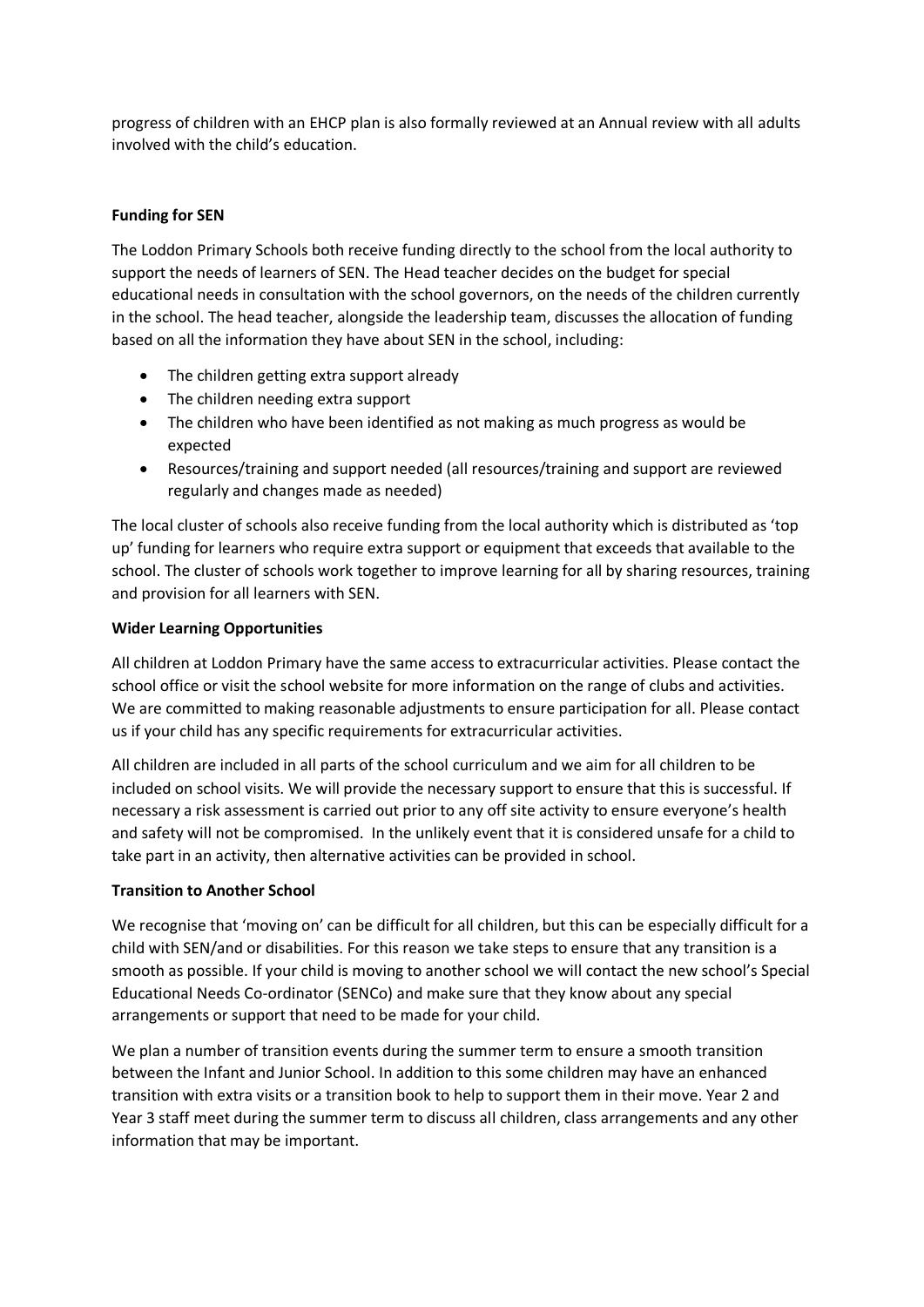progress of children with an EHCP plan is also formally reviewed at an Annual review with all adults involved with the child's education.

**Funding for SEN**

The Loddon Primary Schools both receive funding directly to the school from the local authority to support the needs of learners of SEN. The Head teacher decides on the budget for special educational needs in consultation with the school governors, on the needs of the children currently in the school. The head teacher, alongside the leadership team, discusses the allocation of funding based on all the information they have about SEN in the school, including:

- The children getting extra support already
- The children needing extra support
- The children who have been identified as not making as much progress as would be expected
- Resources/training and support needed (all resources/training and support are reviewed regularly and changes made as needed)

The local cluster of schools also receive funding from the local authority which is distributed as 'top up' funding for learners who require extra support or equipment that exceeds that available to the school. The cluster of schools work together to improve learning for all by sharing resources, training and provision for all learners with SEN.

**Wider Learning Opportunities**

All children at Loddon Primary have the same access to extracurricular activities. Please contact the school office or visit the school website for more information on the range of clubs and activities. We are committed to making reasonable adjustments to ensure participation for all. Please contact us if your child has any specific requirements for extracurricular activities.

All children are included in all parts of the school curriculum and we aim for all children to be included on school visits. We will provide the necessary support to ensure that this is successful. If necessary a risk assessment is carried out prior to any off site activity to ensure everyone's health and safety will not be compromised. In the unlikely event that it is considered unsafe for a child to take part in an activity, then alternative activities can be provided in school.

**Transition to Another School**

We recognise that 'moving on' can be difficult for all children, but this can be especially difficult for a child with SEN/and or disabilities. For this reason we take steps to ensure that any transition is a smooth as possible. If your child is moving to another school we will contact the new school's Special Educational Needs Co-ordinator (SENCo) and make sure that they know about any special arrangements or support that need to be made for your child.

We plan a number of transition events during the summer term to ensure a smooth transition between the Infant and Junior School. In addition to this some children may have an enhanced transition with extra visits or a transition book to help to support them in their move. Year 2 and Year 3 staff meet during the summer term to discuss all children, class arrangements and any other information that may be important.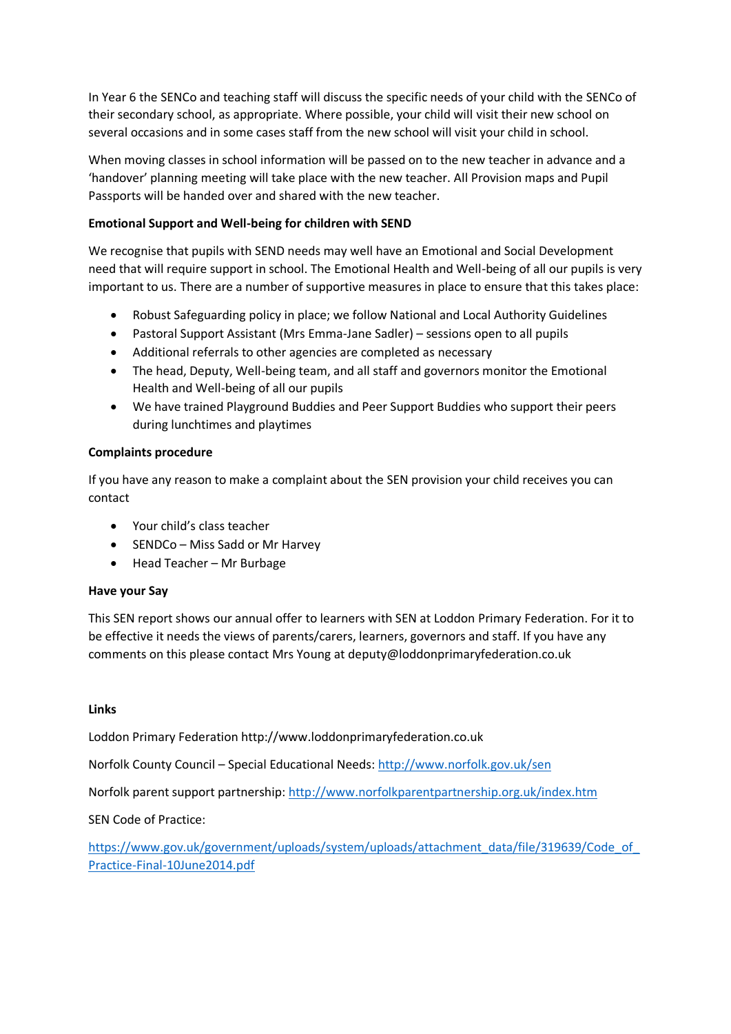In Year 6 the SENCo and teaching staff will discuss the specific needs of your child with the SENCo of their secondary school, as appropriate. Where possible, your child will visit their new school on several occasions and in some cases staff from the new school will visit your child in school.

When moving classes in school information will be passed on to the new teacher in advance and a 'handover' planning meeting will take place with the new teacher. All Provision maps and Pupil Passports will be handed over and shared with the new teacher.

**Emotional Support and Well-being for children with SEND**

We recognise that pupils with SEND needs may well have an Emotional and Social Development need that will require support in school. The Emotional Health and Well-being of all our pupils is very important to us. There are a number of supportive measures in place to ensure that this takes place:

- Robust Safeguarding policy in place; we follow National and Local Authority Guidelines
- Pastoral Support Assistant (Mrs Emma-Jane Sadler) – sessions open to all pupils
- Additional referrals to other agencies are completed as necessary
- The head, Deputy, Well-being team, and all staff and governors monitor the Emotional Health and Well-being of all our pupils
- We have trained Playground Buddies and Peer Support Buddies who support their peers during lunchtimes and playtimes

**Complaints procedure**

If you have any reason to make a complaint about the SEN provision your child receives you can contact

- Your child's class teacher
- SENDCo – Miss Sadd or Mr Harvey
- Head Teacher – Mr Burbage

**Have your Say**

This SEN report shows our annual offer to learners with SEN at Loddon Primary Federation. For it to be effective it needs the views of parents/carers, learners, governors and staff. If you have any comments on this please contact Mrs Young at deputy@loddonprimaryfederation.co.uk

**Links**

Loddon Primary Federation http://www.loddonprimaryfederation.co.uk

Norfolk County Council – Special Educational Needs: http://www.norfolk.gov.uk/sen

Norfolk parent support partnership: http://www.norfolkparentpartnership.org.uk/index.htm

SEN Code of Practice:

https://www.gov.uk/government/uploads/system/uploads/attachment_data/file/319639/Code_of_Practice-Final-10June2014.pdf